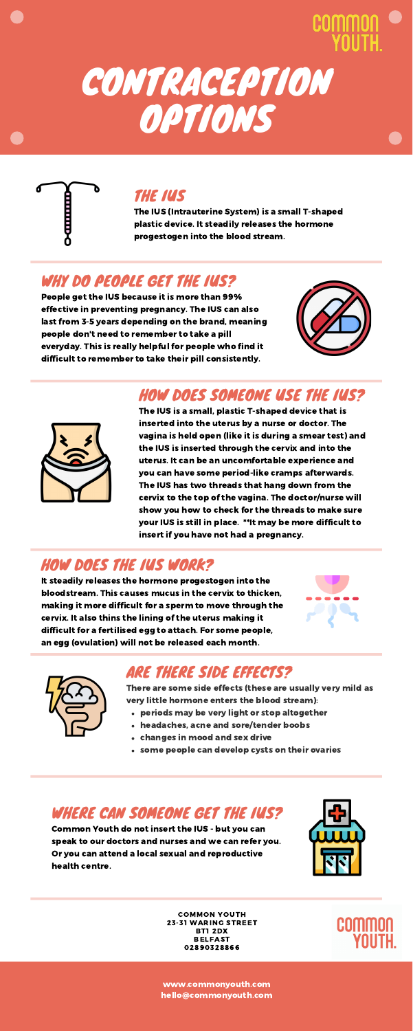COMMON YOUTH.

# CONTRACEPTION OPTIONS

## THE IUS

The IUS (Intrauterine System) is a small T-shaped plastic device. It steadily releases the hormone progestogen into the blood stream.

## WHY DO PEOPLE GET THE IUS?

People get the IUS because it is more than 99% effective in preventing pregnancy. The IUS can also last from 3-5 years depending on the brand, meaning people don't need to remember to take a pill everyday. This is really helpful for people who find it difficult to remember to take their pill consistently.

## HOW DOES SOMEONE USE THE IUS?

The IUS is a small, plastic T-shaped device that is inserted into the uterus by a nurse or doctor. The vagina is held open (like it is during a smear test) and the IUS is inserted through the cervix and into the uterus. It can be an uncomfortable experience and you can have some period-like cramps afterwards. The IUS has two threads that hang down from the cervix to the top of the vagina. The doctor/nurse will show you how to check for the threads to make sure your IUS is still in place. **It may be more difficult to insert if you have not had a pregnancy.

## HOW DOES THE IUS WORK?

It steadily releases the hormone progestogen into the bloodstream. This causes mucus in the cervix to thicken, making it more difficult for a sperm to move through the cervix. It also thins the lining of the uterus making it difficult for a fertilised egg to attach. For some people, an egg (ovulation) will not be released each month.

## ARE THERE SIDE EFFECTS?

There are some side effects (these are usually very mild as very little hormone enters the blood stream):

- periods may be very light or stop altogether
- headaches, acne and sore/tender boobs
- changes in mood and sex drive
- some people can develop cysts on their ovaries

## WHERE CAN SOMEONE GET THE IUS?

Common Youth do not insert the IUS - but you can speak to our doctors and nurses and we can refer you. Or you can attend a local sexual and reproductive health centre.

COMMON YOUTH
23-31 WARING STREET
BT1 2DX
BELFAST
02890328866

COMMON YOUTH.

www.commonyouth.com
hello@commonyouth.com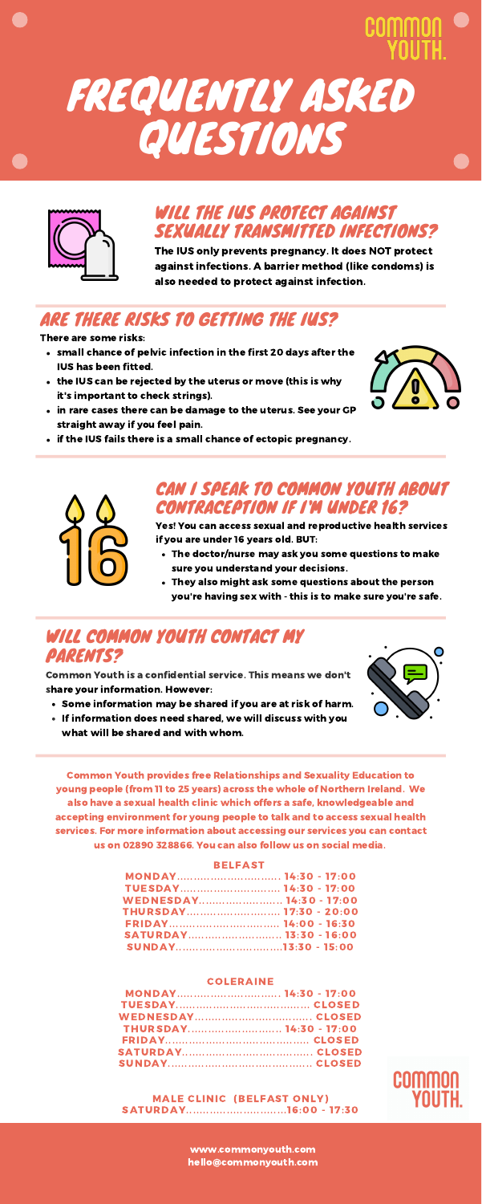# FREQUENTLY ASKED QUESTIONS

## WILL THE IUS PROTECT AGAINST SEXUALLY TRANSMITTED INFECTIONS?

**The IUS only prevents pregnancy. It does NOT protect against infections. A barrier method (like condoms) is also needed to protect against infection.**

## ARE THERE RISKS TO GETTING THE IUS?

**There are some risks:**

- **small chance of pelvic infection in the first 20 days after the IUS has been fitted.**
- **the IUS can be rejected by the uterus or move (this is why it's important to check strings).**
- **in rare cases there can be damage to the uterus. See your GP straight away if you feel pain.**
- **if the IUS fails there is a small chance of ectopic pregnancy.**

## CAN I SPEAK TO COMMON YOUTH ABOUT CONTRACEPTION IF I'M UNDER 16?

**Yes! You can access sexual and reproductive health services if you are under 16 years old. BUT:**

- **The doctor/nurse may ask you some questions to make sure you understand your decisions.**
- **They also might ask some questions about the person you're having sex with - this is to make sure you're safe.**

## WILL COMMON YOUTH CONTACT MY PARENTS?

**Common Youth is a confidential service. This means we don't share your information. However:**

- **Some information may be shared if you are at risk of harm.**
- **If information does need shared, we will discuss with you what will be shared and with whom.**

**Common Youth provides free Relationships and Sexuality Education to young people (from 11 to 25 years) across the whole of Northern Ireland. We also have a sexual health clinic which offers a safe, knowledgeable and accepting environment for young people to talk and to access sexual health services. For more information about accessing our services you can contact us on 02890 328866. You can also follow us on social media.**

### BELFAST

| | |
|---|---|
| MONDAY | 14:30 - 17:00 |
| TUESDAY | 14:30 - 17:00 |
| WEDNESDAY | 14:30 - 17:00 |
| THURSDAY | 17:30 - 20:00 |
| FRIDAY | 14:00 - 16:30 |
| SATURDAY | 13:30 - 16:00 |
| SUNDAY | 13:30 - 15:00 |

### COLERAINE

| | |
|---|---|
| MONDAY | 14:30 - 17:00 |
| TUESDAY | CLOSED |
| WEDNESDAY | CLOSED |
| THURSDAY | 14:30 - 17:00 |
| FRIDAY | CLOSED |
| SATURDAY | CLOSED |
| SUNDAY | CLOSED |

### MALE CLINIC (BELFAST ONLY)

| | |
|---|---|
| SATURDAY | 16:00 - 17:30 |

www.commonyouth.com
hello@commonyouth.com